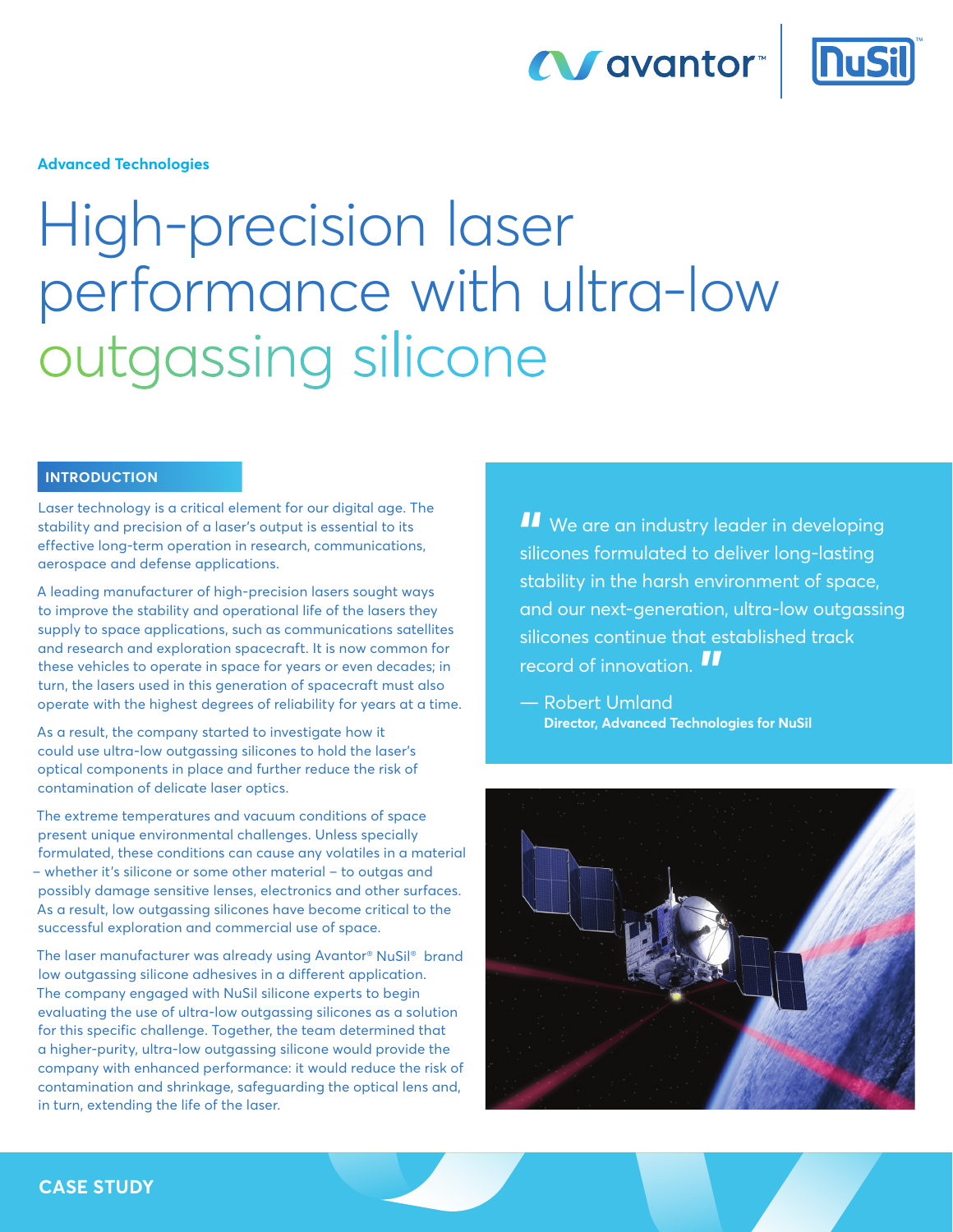Advanced Technologies

# High-precision laser performance with ultra-low outgassing silicone

## INTRODUCTION

Laser technology is a critical element for our digital age. The stability and precision of a laser's output is essential to its effective long-term operation in research, communications, aerospace and defense applications.

A leading manufacturer of high-precision lasers sought ways to improve the stability and operational life of the lasers they supply to space applications, such as communications satellites and research and exploration spacecraft. It is now common for these vehicles to operate in space for years or even decades; in turn, the lasers used in this generation of spacecraft must also operate with the highest degrees of reliability for years at a time.

As a result, the company started to investigate how it could use ultra-low outgassing silicones to hold the laser's optical components in place and further reduce the risk of contamination of delicate laser optics.

The extreme temperatures and vacuum conditions of space present unique environmental challenges. Unless specially formulated, these conditions can cause any volatiles in a material – whether it's silicone or some other material – to outgas and possibly damage sensitive lenses, electronics and other surfaces. As a result, low outgassing silicones have become critical to the successful exploration and commercial use of space.

The laser manufacturer was already using Avantor® NuSil® brand low outgassing silicone adhesives in a different application. The company engaged with NuSil silicone experts to begin evaluating the use of ultra-low outgassing silicones as a solution for this specific challenge. Together, the team determined that a higher-purity, ultra-low outgassing silicone would provide the company with enhanced performance: it would reduce the risk of contamination and shrinkage, safeguarding the optical lens and, in turn, extending the life of the laser.

> "We are an industry leader in developing silicones formulated to deliver long-lasting stability in the harsh environment of space, and our next-generation, ultra-low outgassing silicones continue that established track record of innovation."
>
> — Robert Umland
> **Director, Advanced Technologies for NuSil**

CASE STUDY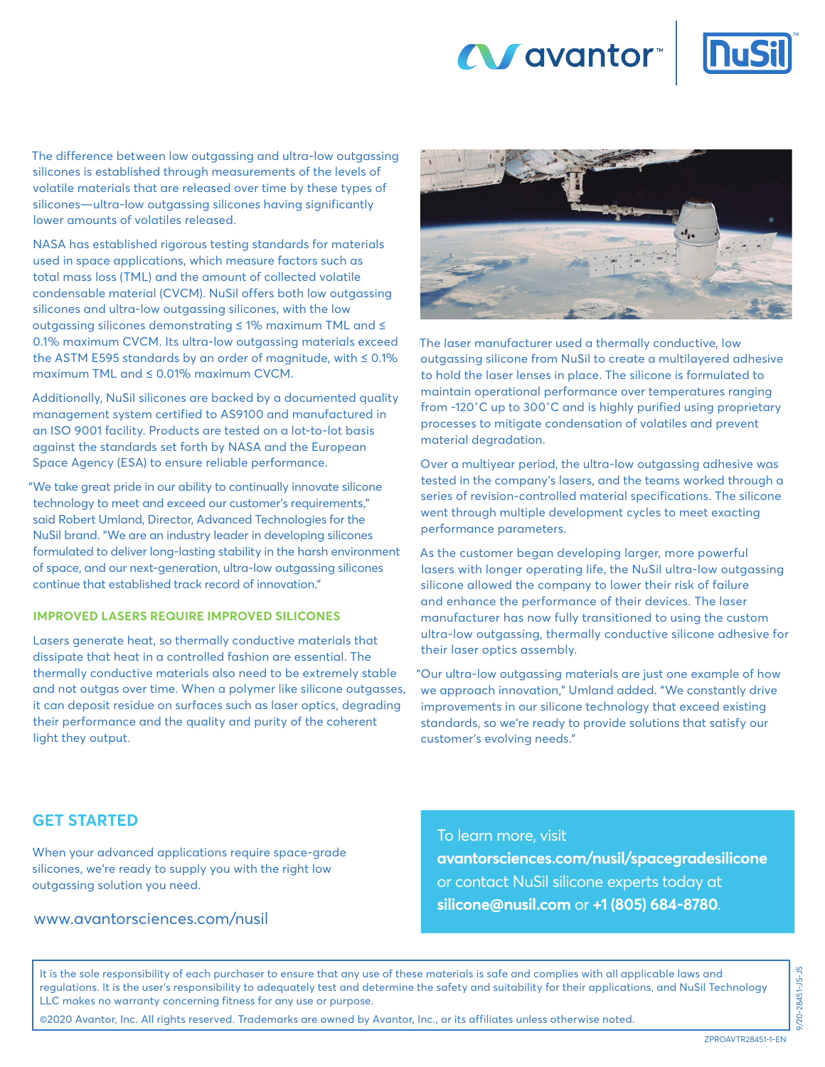The difference between low outgassing and ultra-low outgassing silicones is established through measurements of the levels of volatile materials that are released over time by these types of silicones—ultra-low outgassing silicones having significantly lower amounts of volatiles released.

NASA has established rigorous testing standards for materials used in space applications, which measure factors such as total mass loss (TML) and the amount of collected volatile condensable material (CVCM). NuSil offers both low outgassing silicones and ultra-low outgassing silicones, with the low outgassing silicones demonstrating ≤ 1% maximum TML and ≤ 0.1% maximum CVCM. Its ultra-low outgassing materials exceed the ASTM E595 standards by an order of magnitude, with ≤ 0.1% maximum TML and ≤ 0.01% maximum CVCM.

Additionally, NuSil silicones are backed by a documented quality management system certified to AS9100 and manufactured in an ISO 9001 facility. Products are tested on a lot-to-lot basis against the standards set forth by NASA and the European Space Agency (ESA) to ensure reliable performance.

"We take great pride in our ability to continually innovate silicone technology to meet and exceed our customer's requirements," said Robert Umland, Director, Advanced Technologies for the NuSil brand. "We are an industry leader in developing silicones formulated to deliver long-lasting stability in the harsh environment of space, and our next-generation, ultra-low outgassing silicones continue that established track record of innovation."

## IMPROVED LASERS REQUIRE IMPROVED SILICONES

Lasers generate heat, so thermally conductive materials that dissipate that heat in a controlled fashion are essential. The thermally conductive materials also need to be extremely stable and not outgas over time. When a polymer like silicone outgasses, it can deposit residue on surfaces such as laser optics, degrading their performance and the quality and purity of the coherent light they output.

The laser manufacturer used a thermally conductive, low outgassing silicone from NuSil to create a multilayered adhesive to hold the laser lenses in place. The silicone is formulated to maintain operational performance over temperatures ranging from -120˚C up to 300˚C and is highly purified using proprietary processes to mitigate condensation of volatiles and prevent material degradation.

Over a multiyear period, the ultra-low outgassing adhesive was tested in the company's lasers, and the teams worked through a series of revision-controlled material specifications. The silicone went through multiple development cycles to meet exacting performance parameters.

As the customer began developing larger, more powerful lasers with longer operating life, the NuSil ultra-low outgassing silicone allowed the company to lower their risk of failure and enhance the performance of their devices. The laser manufacturer has now fully transitioned to using the custom ultra-low outgassing, thermally conductive silicone adhesive for their laser optics assembly.

"Our ultra-low outgassing materials are just one example of how we approach innovation," Umland added. "We constantly drive improvements in our silicone technology that exceed existing standards, so we're ready to provide solutions that satisfy our customer's evolving needs."

## GET STARTED

When your advanced applications require space-grade silicones, we're ready to supply you with the right low outgassing solution you need.

www.avantorsciences.com/nusil

To learn more, visit **avantorsciences.com/nusil/spacegradesilicone** or contact NuSil silicone experts today at **silicone@nusil.com** or **+1 (805) 684-8780**.

It is the sole responsibility of each purchaser to ensure that any use of these materials is safe and complies with all applicable laws and regulations. It is the user's responsibility to adequately test and determine the safety and suitability for their applications, and NuSil Technology LLC makes no warranty concerning fitness for any use or purpose.

©2020 Avantor, Inc. All rights reserved. Trademarks are owned by Avantor, Inc., or its affiliates unless otherwise noted.

9/20-28451-JS-JS

ZPROAVTR28451-1-EN